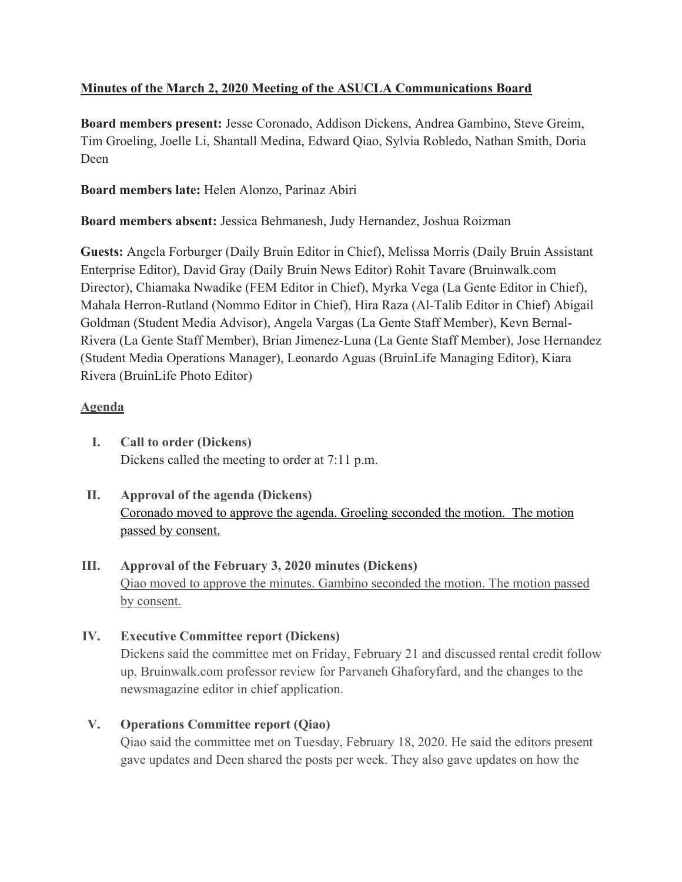**Minutes of the March 2, 2020 Meeting of the ASUCLA Communications Board**

**Board members present:** Jesse Coronado, Addison Dickens, Andrea Gambino, Steve Greim, Tim Groeling, Joelle Li, Shantall Medina, Edward Qiao, Sylvia Robledo, Nathan Smith, Doria Deen

**Board members late:** Helen Alonzo, Parinaz Abiri

**Board members absent:** Jessica Behmanesh, Judy Hernandez, Joshua Roizman

**Guests:** Angela Forburger (Daily Bruin Editor in Chief), Melissa Morris (Daily Bruin Assistant Enterprise Editor), David Gray (Daily Bruin News Editor) Rohit Tavare (Bruinwalk.com Director), Chiamaka Nwadike (FEM Editor in Chief), Myrka Vega (La Gente Editor in Chief), Mahala Herron-Rutland (Nommo Editor in Chief), Hira Raza (Al-Talib Editor in Chief) Abigail Goldman (Student Media Advisor), Angela Vargas (La Gente Staff Member), Kevn Bernal-Rivera (La Gente Staff Member), Brian Jimenez-Luna (La Gente Staff Member), Jose Hernandez (Student Media Operations Manager), Leonardo Aguas (BruinLife Managing Editor), Kiara Rivera (BruinLife Photo Editor)

**Agenda**

I. **Call to order (Dickens)**
Dickens called the meeting to order at 7:11 p.m.

II. **Approval of the agenda (Dickens)**
Coronado moved to approve the agenda. Groeling seconded the motion. The motion passed by consent.

III. **Approval of the February 3, 2020 minutes (Dickens)**
Qiao moved to approve the minutes. Gambino seconded the motion. The motion passed by consent.

IV. **Executive Committee report (Dickens)**
Dickens said the committee met on Friday, February 21 and discussed rental credit follow up, Bruinwalk.com professor review for Parvaneh Ghaforyfard, and the changes to the newsmagazine editor in chief application.

V. **Operations Committee report (Qiao)**
Qiao said the committee met on Tuesday, February 18, 2020. He said the editors present gave updates and Deen shared the posts per week. They also gave updates on how the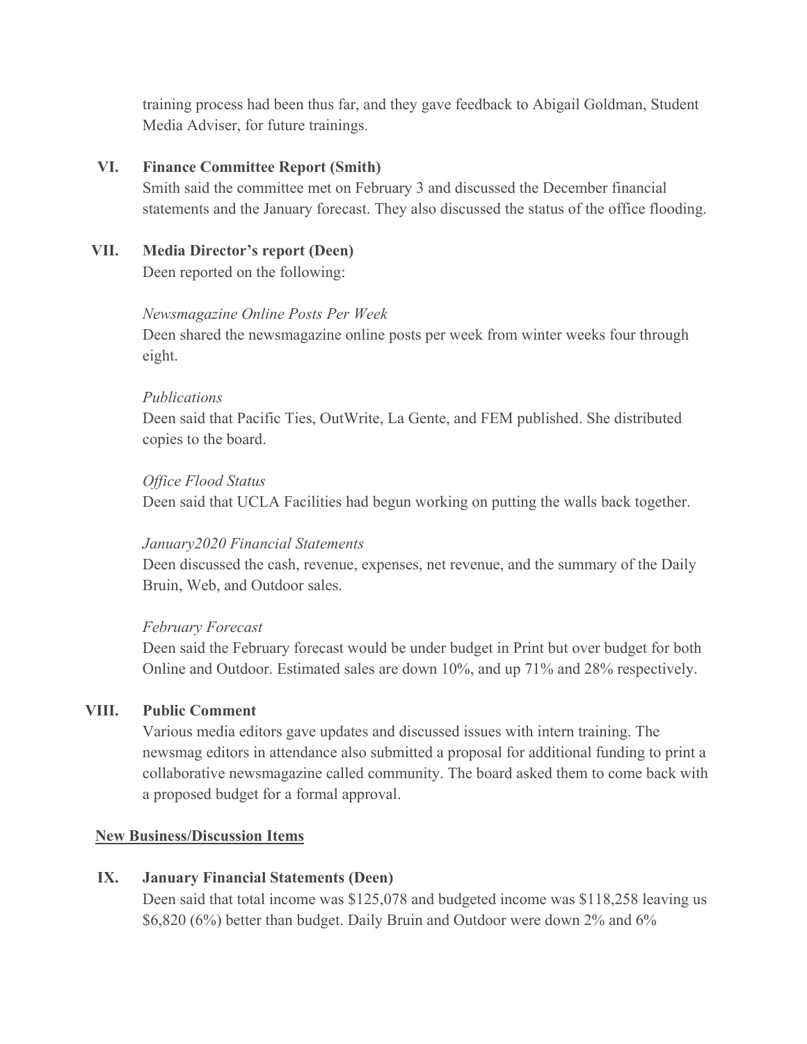training process had been thus far, and they gave feedback to Abigail Goldman, Student Media Adviser, for future trainings.

**VI. Finance Committee Report (Smith)**

Smith said the committee met on February 3 and discussed the December financial statements and the January forecast. They also discussed the status of the office flooding.

**VII. Media Director's report (Deen)**

Deen reported on the following:

*Newsmagazine Online Posts Per Week*

Deen shared the newsmagazine online posts per week from winter weeks four through eight.

*Publications*

Deen said that Pacific Ties, OutWrite, La Gente, and FEM published. She distributed copies to the board.

*Office Flood Status*

Deen said that UCLA Facilities had begun working on putting the walls back together.

*January2020 Financial Statements*

Deen discussed the cash, revenue, expenses, net revenue, and the summary of the Daily Bruin, Web, and Outdoor sales.

*February Forecast*

Deen said the February forecast would be under budget in Print but over budget for both Online and Outdoor. Estimated sales are down 10%, and up 71% and 28% respectively.

**VIII. Public Comment**

Various media editors gave updates and discussed issues with intern training. The newsmag editors in attendance also submitted a proposal for additional funding to print a collaborative newsmagazine called community. The board asked them to come back with a proposed budget for a formal approval.

**<u>New Business/Discussion Items</u>**

**IX. January Financial Statements (Deen)**

Deen said that total income was $125,078 and budgeted income was $118,258 leaving us $6,820 (6%) better than budget. Daily Bruin and Outdoor were down 2% and 6%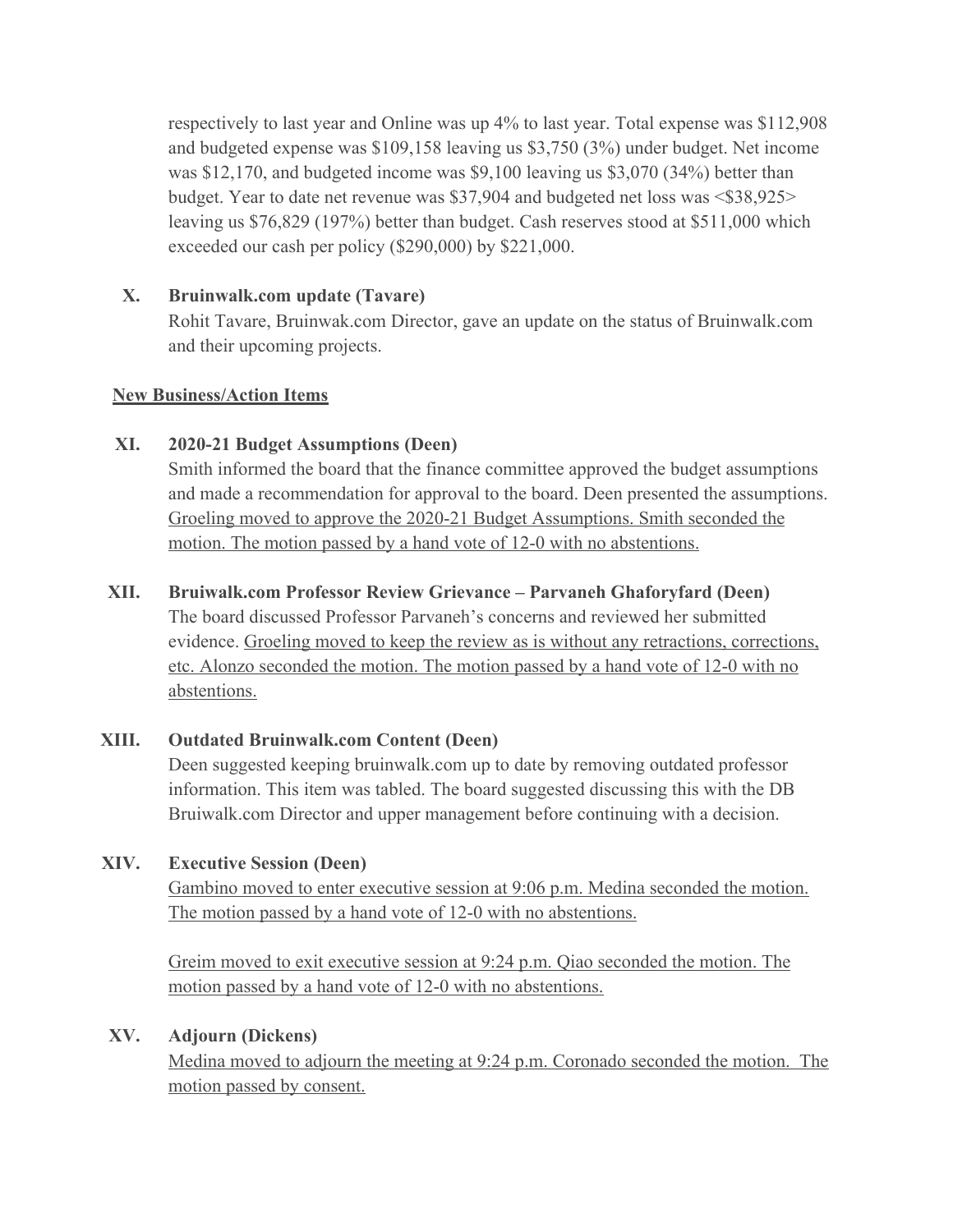respectively to last year and Online was up 4% to last year. Total expense was $112,908 and budgeted expense was $109,158 leaving us $3,750 (3%) under budget. Net income was $12,170, and budgeted income was $9,100 leaving us $3,070 (34%) better than budget. Year to date net revenue was $37,904 and budgeted net loss was <$38,925> leaving us $76,829 (197%) better than budget. Cash reserves stood at $511,000 which exceeded our cash per policy ($290,000) by $221,000.

**X. Bruinwalk.com update (Tavare)**

Rohit Tavare, Bruinwak.com Director, gave an update on the status of Bruinwalk.com and their upcoming projects.

**New Business/Action Items**

**XI. 2020-21 Budget Assumptions (Deen)**

Smith informed the board that the finance committee approved the budget assumptions and made a recommendation for approval to the board. Deen presented the assumptions. Groeling moved to approve the 2020-21 Budget Assumptions. Smith seconded the motion. The motion passed by a hand vote of 12-0 with no abstentions.

**XII. Bruiwalk.com Professor Review Grievance – Parvaneh Ghaforyfard (Deen)**

The board discussed Professor Parvaneh's concerns and reviewed her submitted evidence. Groeling moved to keep the review as is without any retractions, corrections, etc. Alonzo seconded the motion. The motion passed by a hand vote of 12-0 with no abstentions.

**XIII. Outdated Bruinwalk.com Content (Deen)**

Deen suggested keeping bruinwalk.com up to date by removing outdated professor information. This item was tabled. The board suggested discussing this with the DB Bruiwalk.com Director and upper management before continuing with a decision.

**XIV. Executive Session (Deen)**

Gambino moved to enter executive session at 9:06 p.m. Medina seconded the motion. The motion passed by a hand vote of 12-0 with no abstentions.

Greim moved to exit executive session at 9:24 p.m. Qiao seconded the motion. The motion passed by a hand vote of 12-0 with no abstentions.

**XV. Adjourn (Dickens)**

Medina moved to adjourn the meeting at 9:24 p.m. Coronado seconded the motion. The motion passed by consent.